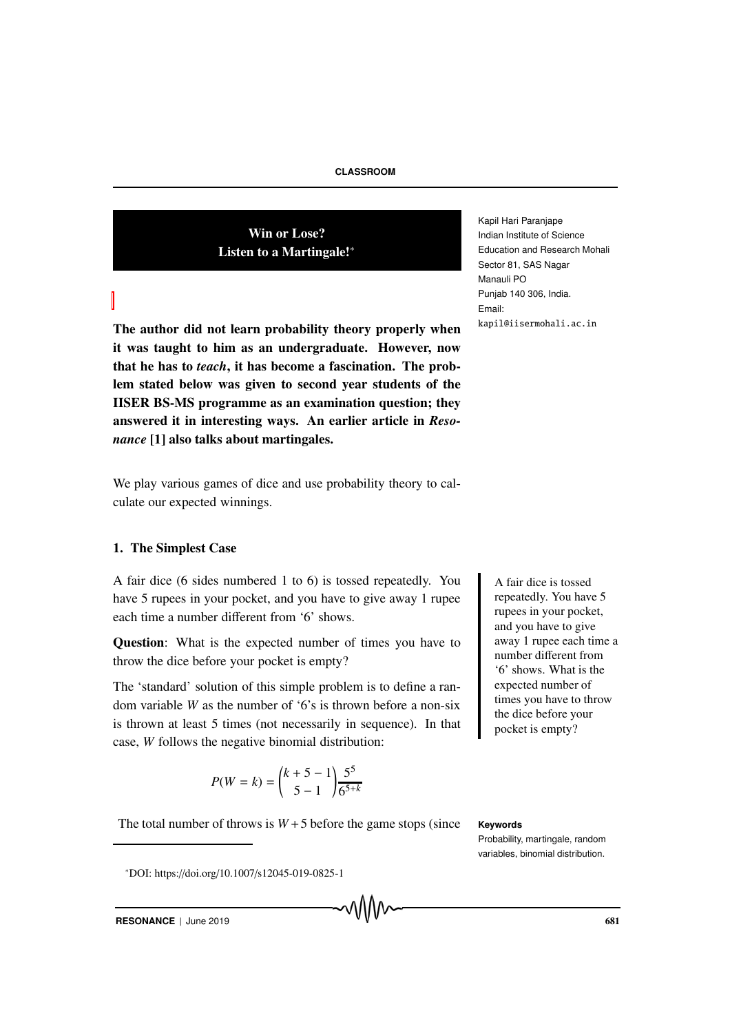# Win or Lose? Listen to a Martingale![*]

Kapil Hari Paranjape
Indian Institute of Science Education and Research Mohali
Sector 81, SAS Nagar
Manauli PO
Punjab 140 306, India.
Email:
kapil@iisermohali.ac.in

**The author did not learn probability theory properly when it was taught to him as an undergraduate. However, now that he has to *teach*, it has become a fascination. The problem stated below was given to second year students of the IISER BS-MS programme as an examination question; they answered it in interesting ways. An earlier article in *Resonance* [1] also talks about martingales.**

We play various games of dice and use probability theory to calculate our expected winnings.

## 1. The Simplest Case

A fair dice (6 sides numbered 1 to 6) is tossed repeatedly. You have 5 rupees in your pocket, and you have to give away 1 rupee each time a number different from '6' shows.

**Question**: What is the expected number of times you have to throw the dice before your pocket is empty?

The 'standard' solution of this simple problem is to define a random variable $W$ as the number of '6's is thrown before a non-six is thrown at least 5 times (not necessarily in sequence). In that case, $W$ follows the negative binomial distribution:

$$P(W = k) = \binom{k+5-1}{5-1}\frac{5^5}{6^{5+k}}$$

The total number of throws is $W + 5$ before the game stops (since

A fair dice is tossed repeatedly. You have 5 rupees in your pocket, and you have to give away 1 rupee each time a number different from '6' shows. What is the expected number of times you have to throw the dice before your pocket is empty?

**Keywords**

Probability, martingale, random variables, binomial distribution.

[*]DOI: https://doi.org/10.1007/s12045-019-0825-1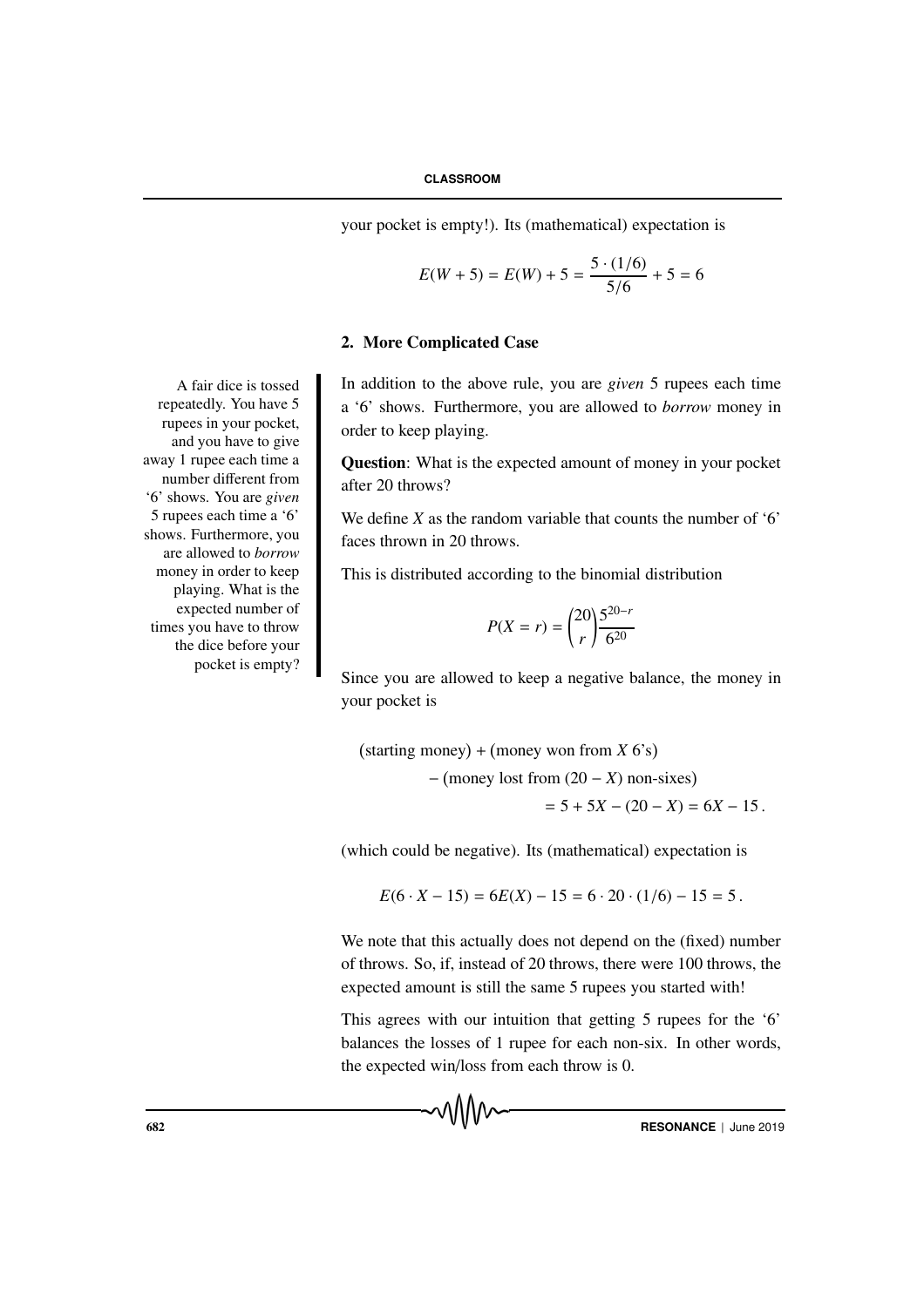your pocket is empty!). Its (mathematical) expectation is

$$E(W + 5) = E(W) + 5 = \frac{5 \cdot (1/6)}{5/6} + 5 = 6$$

## 2. More Complicated Case

A fair dice is tossed repeatedly. You have 5 rupees in your pocket, and you have to give away 1 rupee each time a number different from '6' shows. You are *given* 5 rupees each time a '6' shows. Furthermore, you are allowed to *borrow* money in order to keep playing. What is the expected number of times you have to throw the dice before your pocket is empty?

In addition to the above rule, you are *given* 5 rupees each time a '6' shows. Furthermore, you are allowed to *borrow* money in order to keep playing.

**Question**: What is the expected amount of money in your pocket after 20 throws?

We define $X$ as the random variable that counts the number of '6' faces thrown in 20 throws.

This is distributed according to the binomial distribution

$$P(X = r) = \binom{20}{r} \frac{5^{20-r}}{6^{20}}$$

Since you are allowed to keep a negative balance, the money in your pocket is

$$\begin{aligned}&(\text{starting money}) + (\text{money won from } X \text{ 6's})\\ &\qquad - (\text{money lost from } (20 - X) \text{ non-sixes})\\ &\qquad\qquad = 5 + 5X - (20 - X) = 6X - 15\,.\end{aligned}$$

(which could be negative). Its (mathematical) expectation is

$$E(6 \cdot X - 15) = 6E(X) - 15 = 6 \cdot 20 \cdot (1/6) - 15 = 5\,.$$

We note that this actually does not depend on the (fixed) number of throws. So, if, instead of 20 throws, there were 100 throws, the expected amount is still the same 5 rupees you started with!

This agrees with our intuition that getting 5 rupees for the '6' balances the losses of 1 rupee for each non-six. In other words, the expected win/loss from each throw is 0.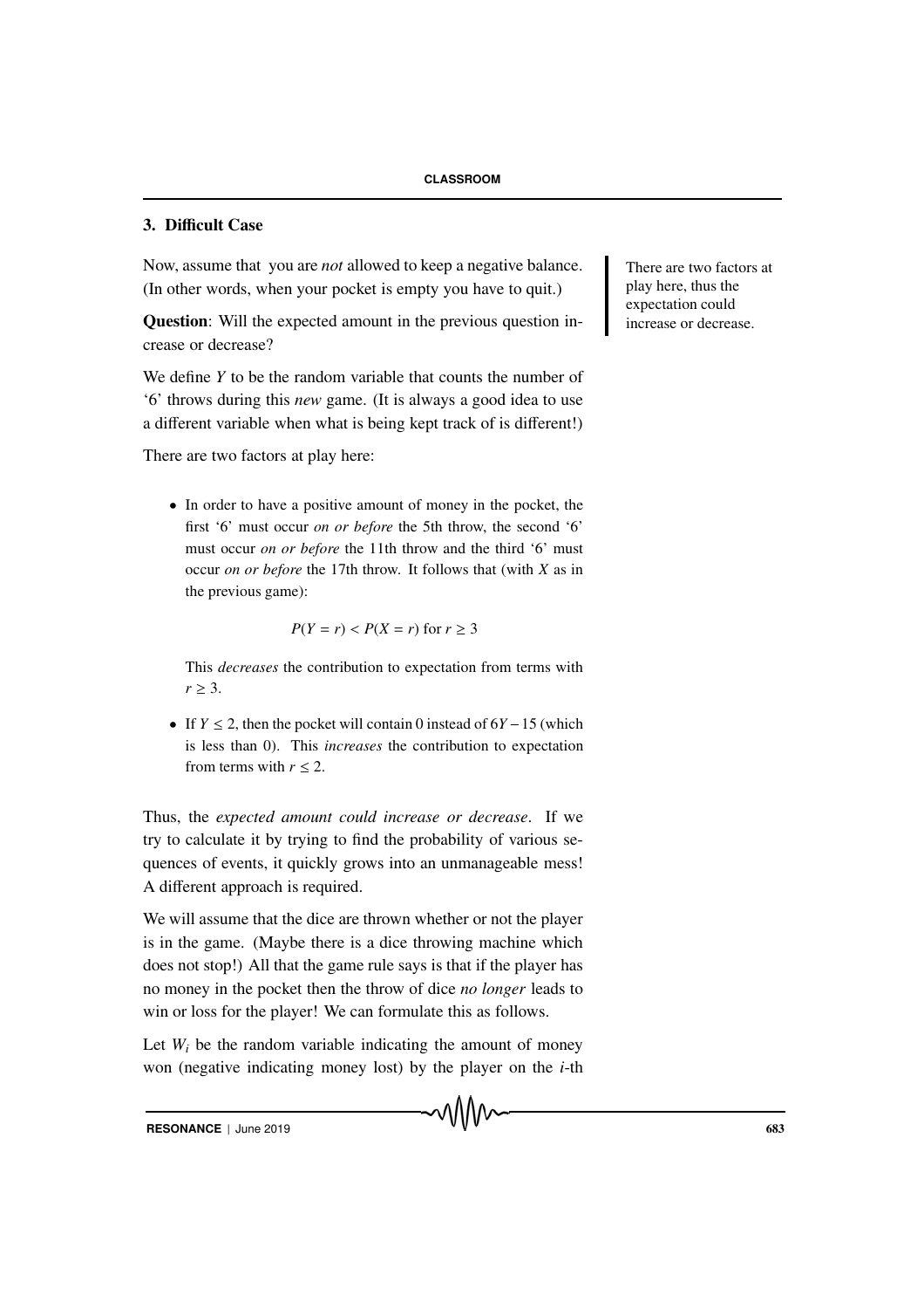## 3. Difficult Case

Now, assume that you are *not* allowed to keep a negative balance. (In other words, when your pocket is empty you have to quit.)

There are two factors at play here, thus the expectation could increase or decrease.

**Question**: Will the expected amount in the previous question increase or decrease?

We define $Y$ to be the random variable that counts the number of '6' throws during this *new* game. (It is always a good idea to use a different variable when what is being kept track of is different!)

There are two factors at play here:

- In order to have a positive amount of money in the pocket, the first '6' must occur *on or before* the 5th throw, the second '6' must occur *on or before* the 11th throw and the third '6' must occur *on or before* the 17th throw. It follows that (with $X$ as in the previous game):

$$P(Y = r) < P(X = r) \text{ for } r \geq 3$$

  This *decreases* the contribution to expectation from terms with $r \geq 3$.

- If $Y \leq 2$, then the pocket will contain 0 instead of $6Y - 15$ (which is less than 0). This *increases* the contribution to expectation from terms with $r \leq 2$.

Thus, the *expected amount could increase or decrease*. If we try to calculate it by trying to find the probability of various sequences of events, it quickly grows into an unmanageable mess! A different approach is required.

We will assume that the dice are thrown whether or not the player is in the game. (Maybe there is a dice throwing machine which does not stop!) All that the game rule says is that if the player has no money in the pocket then the throw of dice *no longer* leads to win or loss for the player! We can formulate this as follows.

Let $W_i$ be the random variable indicating the amount of money won (negative indicating money lost) by the player on the $i$-th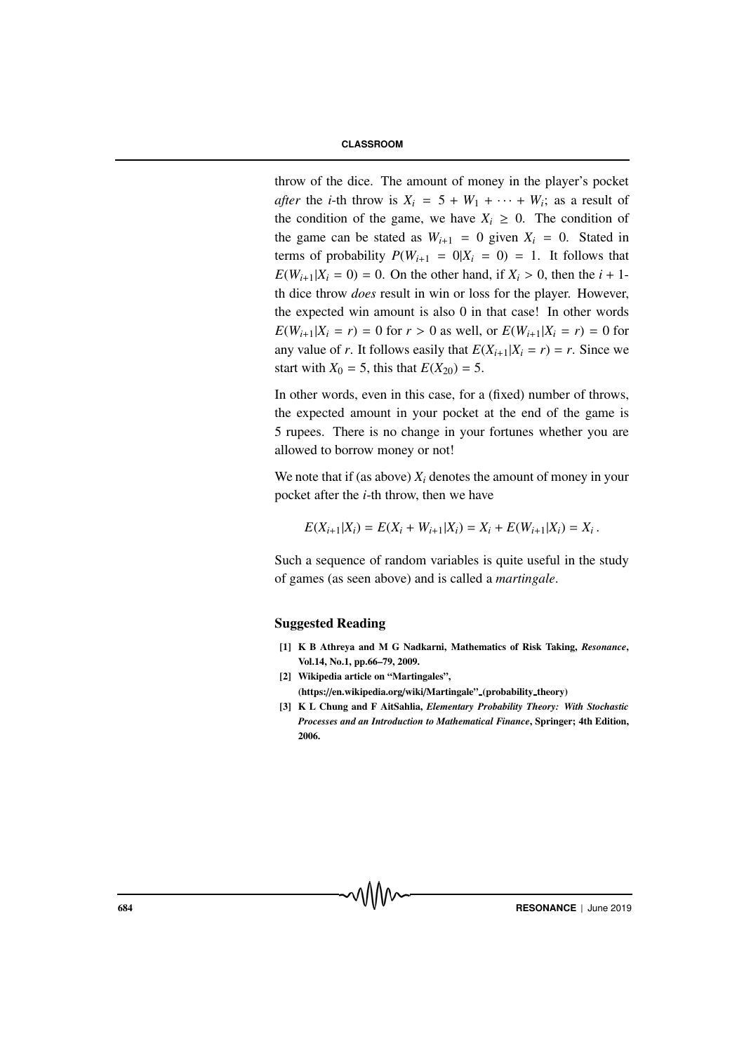throw of the dice. The amount of money in the player's pocket *after* the $i$-th throw is $X_i = 5 + W_1 + \cdots + W_i$; as a result of the condition of the game, we have $X_i \geq 0$. The condition of the game can be stated as $W_{i+1} = 0$ given $X_i = 0$. Stated in terms of probability $P(W_{i+1} = 0|X_i = 0) = 1$. It follows that $E(W_{i+1}|X_i = 0) = 0$. On the other hand, if $X_i > 0$, then the $i + 1$-th dice throw *does* result in win or loss for the player. However, the expected win amount is also 0 in that case! In other words $E(W_{i+1}|X_i = r) = 0$ for $r > 0$ as well, or $E(W_{i+1}|X_i = r) = 0$ for any value of $r$. It follows easily that $E(X_{i+1}|X_i = r) = r$. Since we start with $X_0 = 5$, this that $E(X_{20}) = 5$.

In other words, even in this case, for a (fixed) number of throws, the expected amount in your pocket at the end of the game is 5 rupees. There is no change in your fortunes whether you are allowed to borrow money or not!

We note that if (as above) $X_i$ denotes the amount of money in your pocket after the $i$-th throw, then we have

$$E(X_{i+1}|X_i) = E(X_i + W_{i+1}|X_i) = X_i + E(W_{i+1}|X_i) = X_i\,.$$

Such a sequence of random variables is quite useful in the study of games (as seen above) and is called a *martingale*.

## Suggested Reading

**[1] K B Athreya and M G Nadkarni, Mathematics of Risk Taking, *Resonance*, Vol.14, No.1, pp.66–79, 2009.**

**[2] Wikipedia article on "Martingales", (https://en.wikipedia.org/wiki/Martingale"_(probability_theory)**

**[3] K L Chung and F AitSahlia, *Elementary Probability Theory: With Stochastic Processes and an Introduction to Mathematical Finance*, Springer; 4th Edition, 2006.**